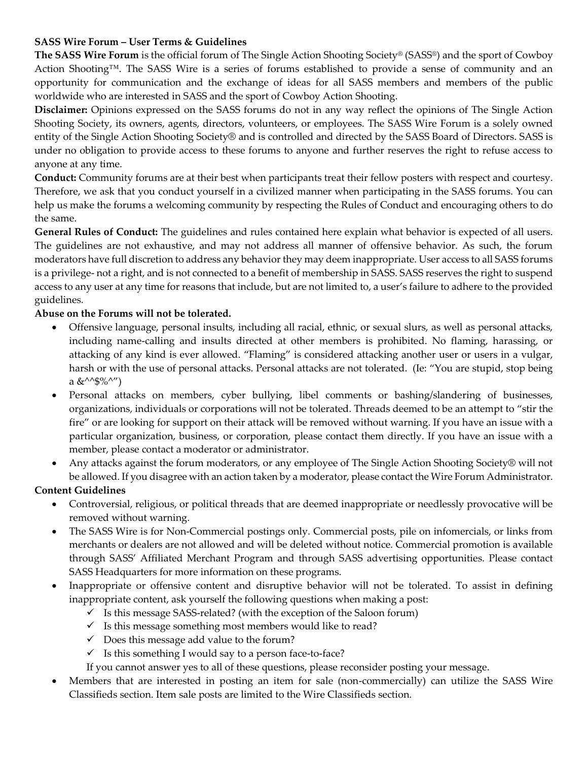**SASS Wire Forum – User Terms & Guidelines**

**The SASS Wire Forum** is the official forum of The Single Action Shooting Society® (SASS®) and the sport of Cowboy Action Shooting™. The SASS Wire is a series of forums established to provide a sense of community and an opportunity for communication and the exchange of ideas for all SASS members and members of the public worldwide who are interested in SASS and the sport of Cowboy Action Shooting.

**Disclaimer:** Opinions expressed on the SASS forums do not in any way reflect the opinions of The Single Action Shooting Society, its owners, agents, directors, volunteers, or employees. The SASS Wire Forum is a solely owned entity of the Single Action Shooting Society® and is controlled and directed by the SASS Board of Directors. SASS is under no obligation to provide access to these forums to anyone and further reserves the right to refuse access to anyone at any time.

**Conduct:** Community forums are at their best when participants treat their fellow posters with respect and courtesy. Therefore, we ask that you conduct yourself in a civilized manner when participating in the SASS forums. You can help us make the forums a welcoming community by respecting the Rules of Conduct and encouraging others to do the same.

**General Rules of Conduct:** The guidelines and rules contained here explain what behavior is expected of all users. The guidelines are not exhaustive, and may not address all manner of offensive behavior. As such, the forum moderators have full discretion to address any behavior they may deem inappropriate. User access to all SASS forums is a privilege- not a right, and is not connected to a benefit of membership in SASS. SASS reserves the right to suspend access to any user at any time for reasons that include, but are not limited to, a user's failure to adhere to the provided guidelines.

**Abuse on the Forums will not be tolerated.**

- Offensive language, personal insults, including all racial, ethnic, or sexual slurs, as well as personal attacks, including name-calling and insults directed at other members is prohibited. No flaming, harassing, or attacking of any kind is ever allowed. "Flaming" is considered attacking another user or users in a vulgar, harsh or with the use of personal attacks. Personal attacks are not tolerated. (Ie: "You are stupid, stop being a &^^$%^")
- Personal attacks on members, cyber bullying, libel comments or bashing/slandering of businesses, organizations, individuals or corporations will not be tolerated. Threads deemed to be an attempt to "stir the fire" or are looking for support on their attack will be removed without warning. If you have an issue with a particular organization, business, or corporation, please contact them directly. If you have an issue with a member, please contact a moderator or administrator.
- Any attacks against the forum moderators, or any employee of The Single Action Shooting Society® will not be allowed. If you disagree with an action taken by a moderator, please contact the Wire Forum Administrator.

**Content Guidelines**

- Controversial, religious, or political threads that are deemed inappropriate or needlessly provocative will be removed without warning.
- The SASS Wire is for Non-Commercial postings only. Commercial posts, pile on infomercials, or links from merchants or dealers are not allowed and will be deleted without notice. Commercial promotion is available through SASS' Affiliated Merchant Program and through SASS advertising opportunities. Please contact SASS Headquarters for more information on these programs.
- Inappropriate or offensive content and disruptive behavior will not be tolerated. To assist in defining inappropriate content, ask yourself the following questions when making a post:
  - ✓ Is this message SASS-related? (with the exception of the Saloon forum)
  - ✓ Is this message something most members would like to read?
  - ✓ Does this message add value to the forum?
  - ✓ Is this something I would say to a person face-to-face?

  If you cannot answer yes to all of these questions, please reconsider posting your message.
- Members that are interested in posting an item for sale (non-commercially) can utilize the SASS Wire Classifieds section. Item sale posts are limited to the Wire Classifieds section.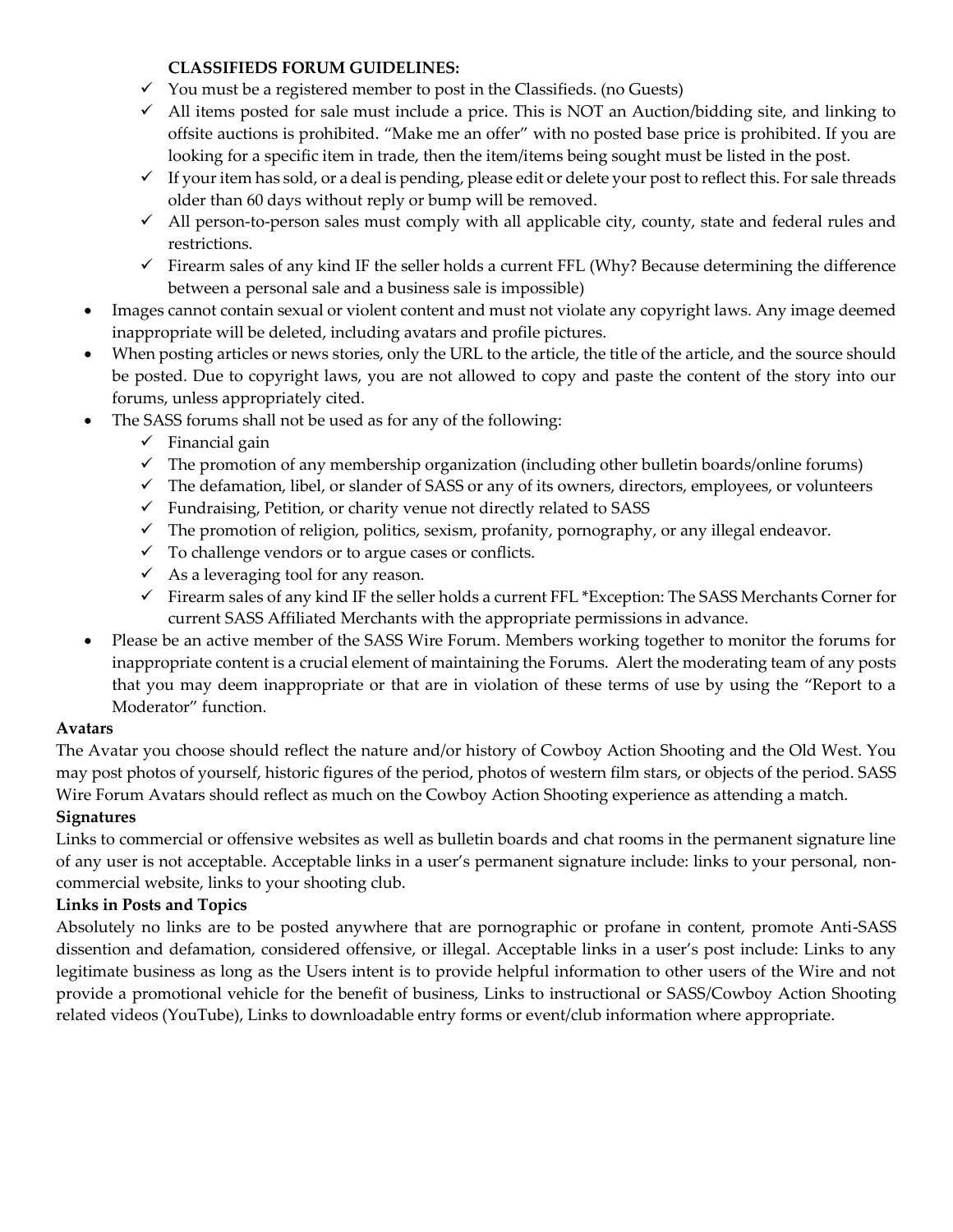**CLASSIFIEDS FORUM GUIDELINES:**

- ✓ You must be a registered member to post in the Classifieds. (no Guests)
- ✓ All items posted for sale must include a price. This is NOT an Auction/bidding site, and linking to offsite auctions is prohibited. "Make me an offer" with no posted base price is prohibited. If you are looking for a specific item in trade, then the item/items being sought must be listed in the post.
- ✓ If your item has sold, or a deal is pending, please edit or delete your post to reflect this. For sale threads older than 60 days without reply or bump will be removed.
- ✓ All person-to-person sales must comply with all applicable city, county, state and federal rules and restrictions.
- ✓ Firearm sales of any kind IF the seller holds a current FFL (Why? Because determining the difference between a personal sale and a business sale is impossible)

- Images cannot contain sexual or violent content and must not violate any copyright laws. Any image deemed inappropriate will be deleted, including avatars and profile pictures.
- When posting articles or news stories, only the URL to the article, the title of the article, and the source should be posted. Due to copyright laws, you are not allowed to copy and paste the content of the story into our forums, unless appropriately cited.
- The SASS forums shall not be used as for any of the following:
  - ✓ Financial gain
  - ✓ The promotion of any membership organization (including other bulletin boards/online forums)
  - ✓ The defamation, libel, or slander of SASS or any of its owners, directors, employees, or volunteers
  - ✓ Fundraising, Petition, or charity venue not directly related to SASS
  - ✓ The promotion of religion, politics, sexism, profanity, pornography, or any illegal endeavor.
  - ✓ To challenge vendors or to argue cases or conflicts.
  - ✓ As a leveraging tool for any reason.
  - ✓ Firearm sales of any kind IF the seller holds a current FFL *Exception: The SASS Merchants Corner for current SASS Affiliated Merchants with the appropriate permissions in advance.
- Please be an active member of the SASS Wire Forum. Members working together to monitor the forums for inappropriate content is a crucial element of maintaining the Forums. Alert the moderating team of any posts that you may deem inappropriate or that are in violation of these terms of use by using the "Report to a Moderator" function.

**Avatars**

The Avatar you choose should reflect the nature and/or history of Cowboy Action Shooting and the Old West. You may post photos of yourself, historic figures of the period, photos of western film stars, or objects of the period. SASS Wire Forum Avatars should reflect as much on the Cowboy Action Shooting experience as attending a match.

**Signatures**

Links to commercial or offensive websites as well as bulletin boards and chat rooms in the permanent signature line of any user is not acceptable. Acceptable links in a user's permanent signature include: links to your personal, non-commercial website, links to your shooting club.

**Links in Posts and Topics**

Absolutely no links are to be posted anywhere that are pornographic or profane in content, promote Anti-SASS dissention and defamation, considered offensive, or illegal. Acceptable links in a user's post include: Links to any legitimate business as long as the Users intent is to provide helpful information to other users of the Wire and not provide a promotional vehicle for the benefit of business, Links to instructional or SASS/Cowboy Action Shooting related videos (YouTube), Links to downloadable entry forms or event/club information where appropriate.